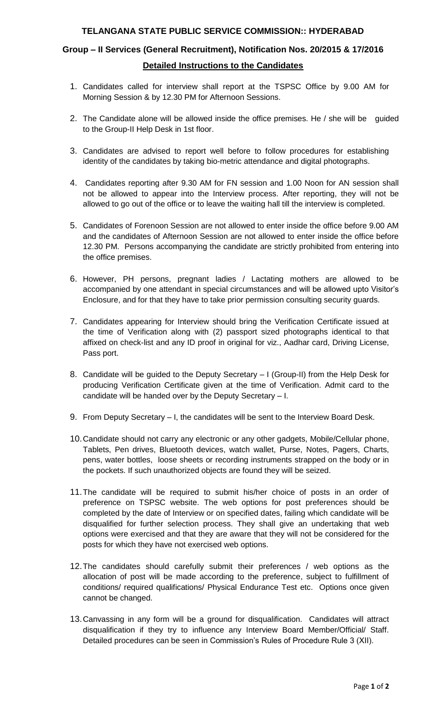# TELANGANA STATE PUBLIC SERVICE COMMISSION:: HYDERABAD

## Group – II Services (General Recruitment), Notification Nos. 20/2015 & 17/2016

### Detailed Instructions to the Candidates

1. Candidates called for interview shall report at the TSPSC Office by 9.00 AM for Morning Session & by 12.30 PM for Afternoon Sessions.

2. The Candidate alone will be allowed inside the office premises. He / she will be guided to the Group-II Help Desk in 1st floor.

3. Candidates are advised to report well before to follow procedures for establishing identity of the candidates by taking bio-metric attendance and digital photographs.

4. Candidates reporting after 9.30 AM for FN session and 1.00 Noon for AN session shall not be allowed to appear into the Interview process. After reporting, they will not be allowed to go out of the office or to leave the waiting hall till the interview is completed.

5. Candidates of Forenoon Session are not allowed to enter inside the office before 9.00 AM and the candidates of Afternoon Session are not allowed to enter inside the office before 12.30 PM. Persons accompanying the candidate are strictly prohibited from entering into the office premises.

6. However, PH persons, pregnant ladies / Lactating mothers are allowed to be accompanied by one attendant in special circumstances and will be allowed upto Visitor's Enclosure, and for that they have to take prior permission consulting security guards.

7. Candidates appearing for Interview should bring the Verification Certificate issued at the time of Verification along with (2) passport sized photographs identical to that affixed on check-list and any ID proof in original for viz., Aadhar card, Driving License, Pass port.

8. Candidate will be guided to the Deputy Secretary – I (Group-II) from the Help Desk for producing Verification Certificate given at the time of Verification. Admit card to the candidate will be handed over by the Deputy Secretary – I.

9. From Deputy Secretary – I, the candidates will be sent to the Interview Board Desk.

10. Candidate should not carry any electronic or any other gadgets, Mobile/Cellular phone, Tablets, Pen drives, Bluetooth devices, watch wallet, Purse, Notes, Pagers, Charts, pens, water bottles, loose sheets or recording instruments strapped on the body or in the pockets. If such unauthorized objects are found they will be seized.

11. The candidate will be required to submit his/her choice of posts in an order of preference on TSPSC website. The web options for post preferences should be completed by the date of Interview or on specified dates, failing which candidate will be disqualified for further selection process. They shall give an undertaking that web options were exercised and that they are aware that they will not be considered for the posts for which they have not exercised web options.

12. The candidates should carefully submit their preferences / web options as the allocation of post will be made according to the preference, subject to fulfillment of conditions/ required qualifications/ Physical Endurance Test etc. Options once given cannot be changed.

13. Canvassing in any form will be a ground for disqualification. Candidates will attract disqualification if they try to influence any Interview Board Member/Official/ Staff. Detailed procedures can be seen in Commission's Rules of Procedure Rule 3 (XII).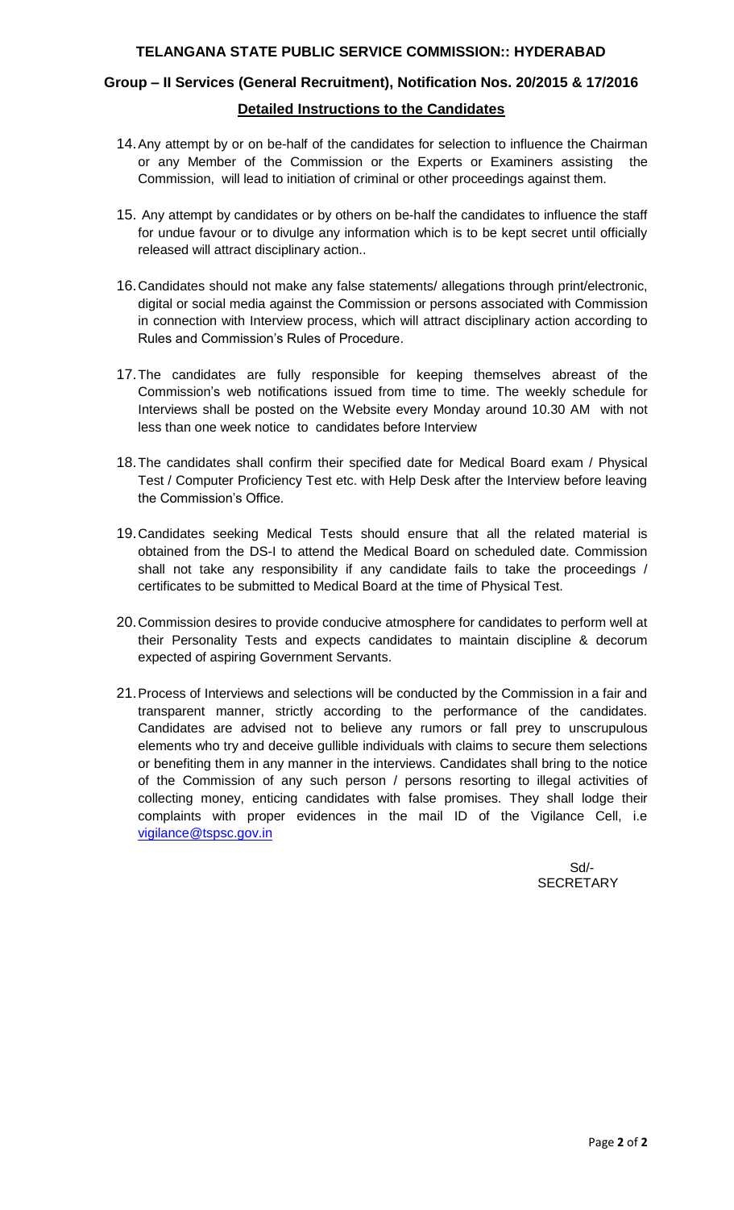**TELANGANA STATE PUBLIC SERVICE COMMISSION:: HYDERABAD**

**Group – II Services (General Recruitment), Notification Nos. 20/2015 & 17/2016**

**Detailed Instructions to the Candidates**

14. Any attempt by or on be-half of the candidates for selection to influence the Chairman or any Member of the Commission or the Experts or Examiners assisting the Commission, will lead to initiation of criminal or other proceedings against them.

15. Any attempt by candidates or by others on be-half the candidates to influence the staff for undue favour or to divulge any information which is to be kept secret until officially released will attract disciplinary action..

16. Candidates should not make any false statements/ allegations through print/electronic, digital or social media against the Commission or persons associated with Commission in connection with Interview process, which will attract disciplinary action according to Rules and Commission's Rules of Procedure.

17. The candidates are fully responsible for keeping themselves abreast of the Commission's web notifications issued from time to time. The weekly schedule for Interviews shall be posted on the Website every Monday around 10.30 AM with not less than one week notice to candidates before Interview

18. The candidates shall confirm their specified date for Medical Board exam / Physical Test / Computer Proficiency Test etc. with Help Desk after the Interview before leaving the Commission's Office.

19. Candidates seeking Medical Tests should ensure that all the related material is obtained from the DS-I to attend the Medical Board on scheduled date. Commission shall not take any responsibility if any candidate fails to take the proceedings / certificates to be submitted to Medical Board at the time of Physical Test.

20. Commission desires to provide conducive atmosphere for candidates to perform well at their Personality Tests and expects candidates to maintain discipline & decorum expected of aspiring Government Servants.

21. Process of Interviews and selections will be conducted by the Commission in a fair and transparent manner, strictly according to the performance of the candidates. Candidates are advised not to believe any rumors or fall prey to unscrupulous elements who try and deceive gullible individuals with claims to secure them selections or benefiting them in any manner in the interviews. Candidates shall bring to the notice of the Commission of any such person / persons resorting to illegal activities of collecting money, enticing candidates with false promises. They shall lodge their complaints with proper evidences in the mail ID of the Vigilance Cell, i.e vigilance@tspsc.gov.in

Sd/-
SECRETARY